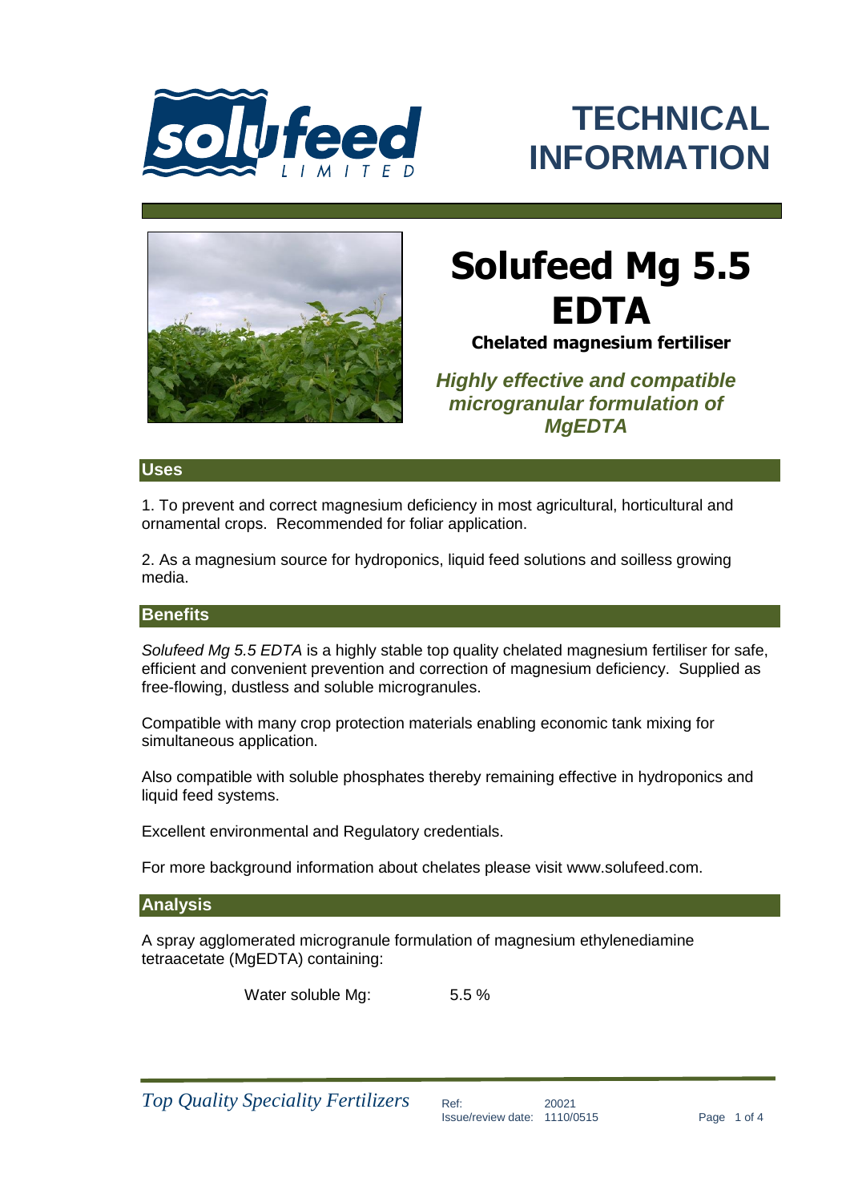# TECHNICAL INFORMATION

# Solufeed Mg 5.5 EDTA

**Chelated magnesium fertiliser**

***Highly effective and compatible microgranular formulation of MgEDTA***

## Uses

1. To prevent and correct magnesium deficiency in most agricultural, horticultural and ornamental crops. Recommended for foliar application.

2. As a magnesium source for hydroponics, liquid feed solutions and soilless growing media.

## Benefits

*Solufeed Mg 5.5 EDTA* is a highly stable top quality chelated magnesium fertiliser for safe, efficient and convenient prevention and correction of magnesium deficiency. Supplied as free-flowing, dustless and soluble microgranules.

Compatible with many crop protection materials enabling economic tank mixing for simultaneous application.

Also compatible with soluble phosphates thereby remaining effective in hydroponics and liquid feed systems.

Excellent environmental and Regulatory credentials.

For more background information about chelates please visit www.solufeed.com.

## Analysis

A spray agglomerated microgranule formulation of magnesium ethylenediamine tetraacetate (MgEDTA) containing:

| Water soluble Mg: | 5.5 % |
|---|---|

*Top Quality Speciality Fertilizers*

Ref: 20021
Issue/review date: 1110/0515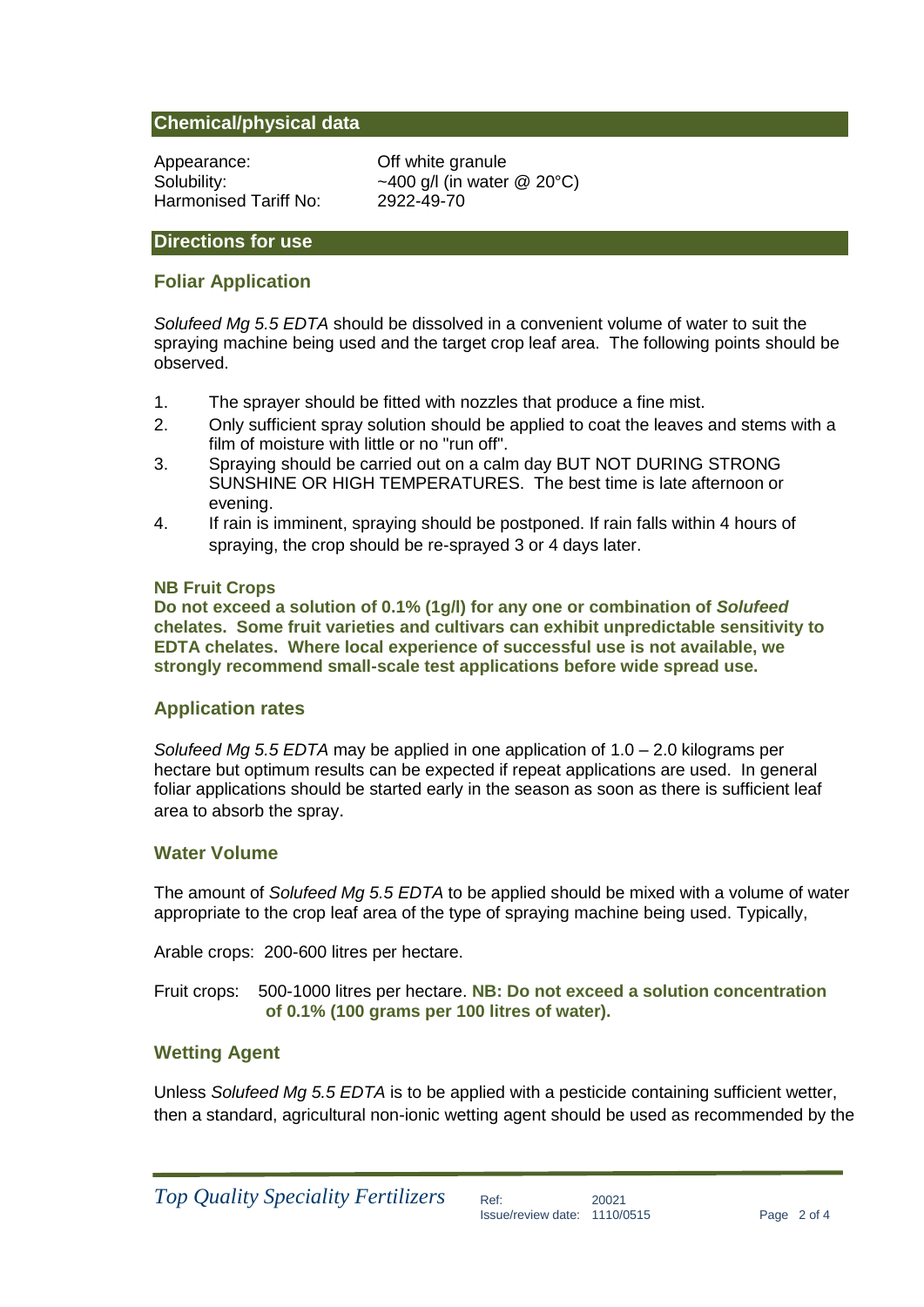## Chemical/physical data

| | |
|---|---|
| Appearance: | Off white granule |
| Solubility: | ~400 g/l (in water @ 20°C) |
| Harmonised Tariff No: | 2922-49-70 |

## Directions for use

### Foliar Application

*Solufeed Mg 5.5 EDTA* should be dissolved in a convenient volume of water to suit the spraying machine being used and the target crop leaf area. The following points should be observed.

1. The sprayer should be fitted with nozzles that produce a fine mist.
2. Only sufficient spray solution should be applied to coat the leaves and stems with a film of moisture with little or no "run off".
3. Spraying should be carried out on a calm day BUT NOT DURING STRONG SUNSHINE OR HIGH TEMPERATURES. The best time is late afternoon or evening.
4. If rain is imminent, spraying should be postponed. If rain falls within 4 hours of spraying, the crop should be re-sprayed 3 or 4 days later.

**NB Fruit Crops**
**Do not exceed a solution of 0.1% (1g/l) for any one or combination of *Solufeed* chelates. Some fruit varieties and cultivars can exhibit unpredictable sensitivity to EDTA chelates. Where local experience of successful use is not available, we strongly recommend small-scale test applications before wide spread use.**

### Application rates

*Solufeed Mg 5.5 EDTA* may be applied in one application of 1.0 – 2.0 kilograms per hectare but optimum results can be expected if repeat applications are used. In general foliar applications should be started early in the season as soon as there is sufficient leaf area to absorb the spray.

### Water Volume

The amount of *Solufeed Mg 5.5 EDTA* to be applied should be mixed with a volume of water appropriate to the crop leaf area of the type of spraying machine being used. Typically,

Arable crops: 200-600 litres per hectare.

Fruit crops: 500-1000 litres per hectare. **NB: Do not exceed a solution concentration of 0.1% (100 grams per 100 litres of water).**

### Wetting Agent

Unless *Solufeed Mg 5.5 EDTA* is to be applied with a pesticide containing sufficient wetter, then a standard, agricultural non-ionic wetting agent should be used as recommended by the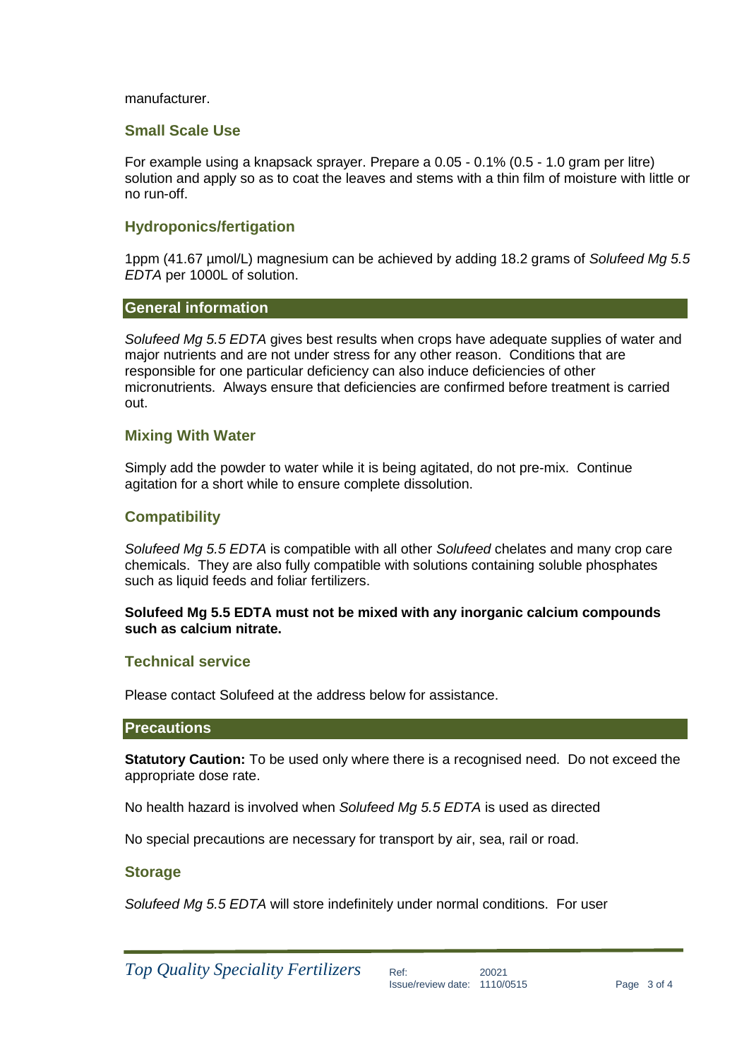manufacturer.

### Small Scale Use

For example using a knapsack sprayer. Prepare a 0.05 - 0.1% (0.5 - 1.0 gram per litre) solution and apply so as to coat the leaves and stems with a thin film of moisture with little or no run-off.

### Hydroponics/fertigation

1ppm (41.67 µmol/L) magnesium can be achieved by adding 18.2 grams of *Solufeed Mg 5.5 EDTA* per 1000L of solution.

## General information

*Solufeed Mg 5.5 EDTA* gives best results when crops have adequate supplies of water and major nutrients and are not under stress for any other reason. Conditions that are responsible for one particular deficiency can also induce deficiencies of other micronutrients. Always ensure that deficiencies are confirmed before treatment is carried out.

### Mixing With Water

Simply add the powder to water while it is being agitated, do not pre-mix. Continue agitation for a short while to ensure complete dissolution.

### Compatibility

*Solufeed Mg 5.5 EDTA* is compatible with all other *Solufeed* chelates and many crop care chemicals. They are also fully compatible with solutions containing soluble phosphates such as liquid feeds and foliar fertilizers.

**Solufeed Mg 5.5 EDTA must not be mixed with any inorganic calcium compounds such as calcium nitrate.**

### Technical service

Please contact Solufeed at the address below for assistance.

## Precautions

**Statutory Caution:** To be used only where there is a recognised need. Do not exceed the appropriate dose rate.

No health hazard is involved when *Solufeed Mg 5.5 EDTA* is used as directed

No special precautions are necessary for transport by air, sea, rail or road.

### Storage

*Solufeed Mg 5.5 EDTA* will store indefinitely under normal conditions. For user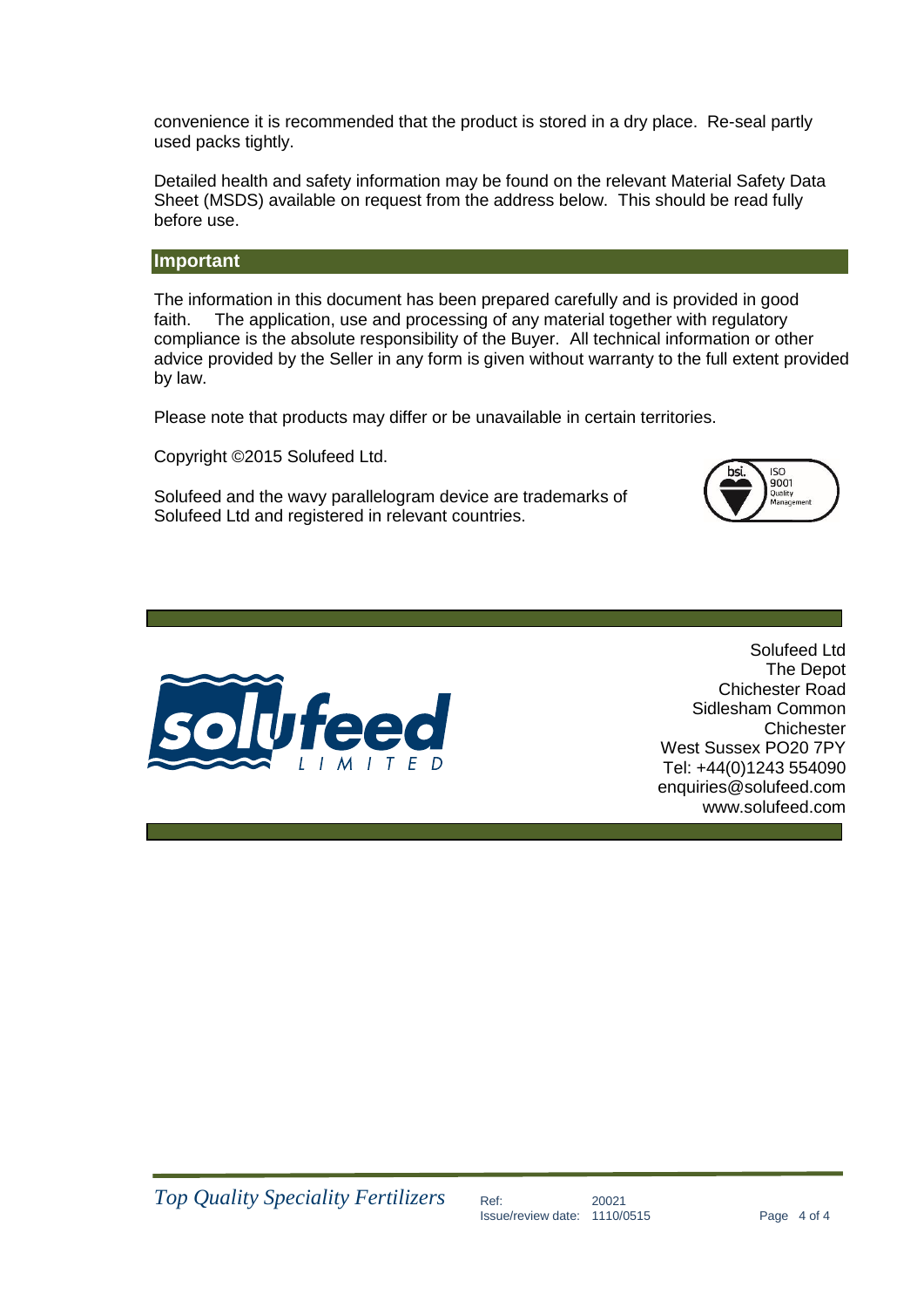convenience it is recommended that the product is stored in a dry place. Re-seal partly used packs tightly.

Detailed health and safety information may be found on the relevant Material Safety Data Sheet (MSDS) available on request from the address below. This should be read fully before use.

## Important

The information in this document has been prepared carefully and is provided in good faith. The application, use and processing of any material together with regulatory compliance is the absolute responsibility of the Buyer. All technical information or other advice provided by the Seller in any form is given without warranty to the full extent provided by law.

Please note that products may differ or be unavailable in certain territories.

Copyright ©2015 Solufeed Ltd.

Solufeed and the wavy parallelogram device are trademarks of Solufeed Ltd and registered in relevant countries.

Solufeed Ltd
The Depot
Chichester Road
Sidlesham Common
Chichester
West Sussex PO20 7PY
Tel: +44(0)1243 554090
enquiries@solufeed.com
www.solufeed.com

*Top Quality Speciality Fertilizers*

Ref: 20021
Issue/review date: 1110/0515